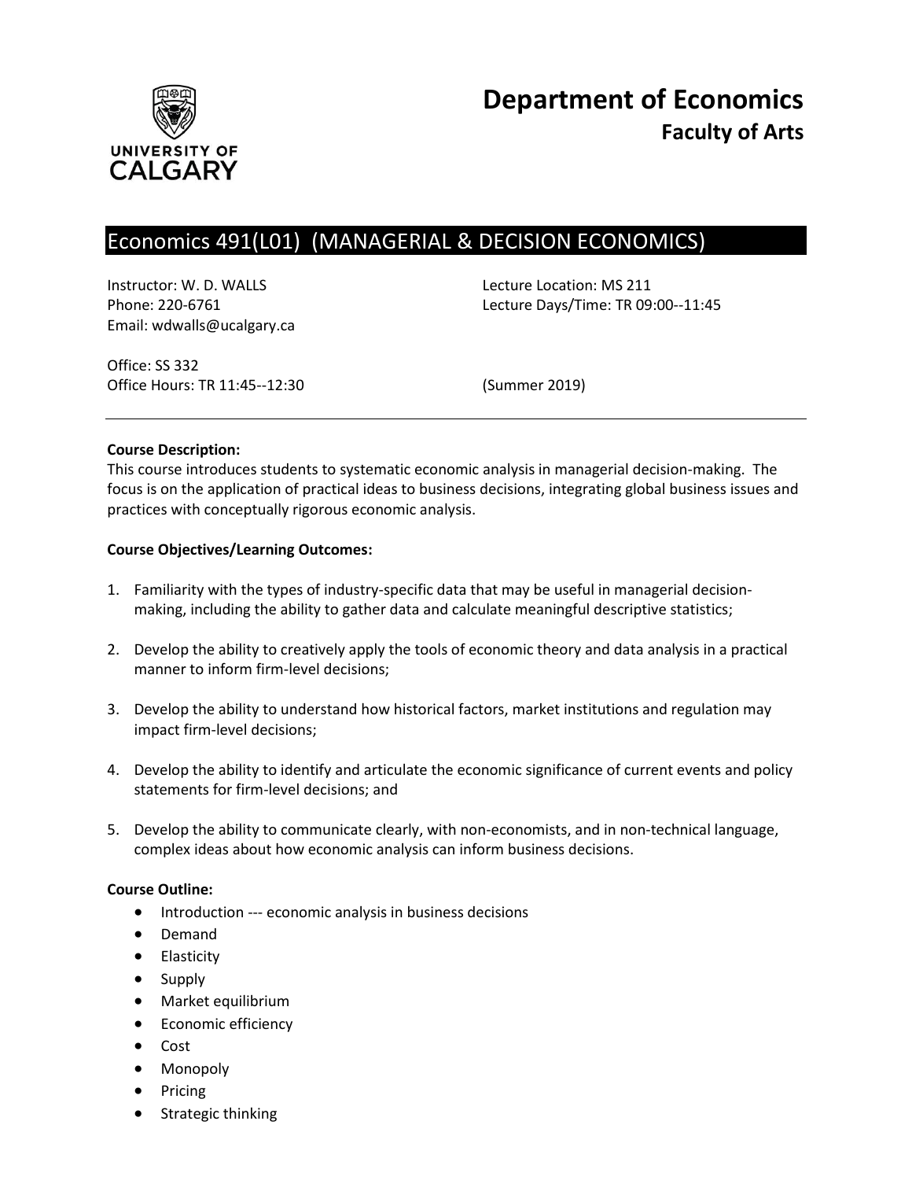# Department of Economics
## Faculty of Arts

UNIVERSITY OF CALGARY

## Economics 491(L01) (MANAGERIAL & DECISION ECONOMICS)

Instructor: W. D. WALLS
Phone: 220-6761
Email: wdwalls@ucalgary.ca

Lecture Location: MS 211
Lecture Days/Time: TR 09:00--11:45

Office: SS 332
Office Hours: TR 11:45--12:30

(Summer 2019)

---

**Course Description:**
This course introduces students to systematic economic analysis in managerial decision-making. The focus is on the application of practical ideas to business decisions, integrating global business issues and practices with conceptually rigorous economic analysis.

**Course Objectives/Learning Outcomes:**

1. Familiarity with the types of industry-specific data that may be useful in managerial decision-making, including the ability to gather data and calculate meaningful descriptive statistics;

2. Develop the ability to creatively apply the tools of economic theory and data analysis in a practical manner to inform firm-level decisions;

3. Develop the ability to understand how historical factors, market institutions and regulation may impact firm-level decisions;

4. Develop the ability to identify and articulate the economic significance of current events and policy statements for firm-level decisions; and

5. Develop the ability to communicate clearly, with non-economists, and in non-technical language, complex ideas about how economic analysis can inform business decisions.

**Course Outline:**

- Introduction --- economic analysis in business decisions
- Demand
- Elasticity
- Supply
- Market equilibrium
- Economic efficiency
- Cost
- Monopoly
- Pricing
- Strategic thinking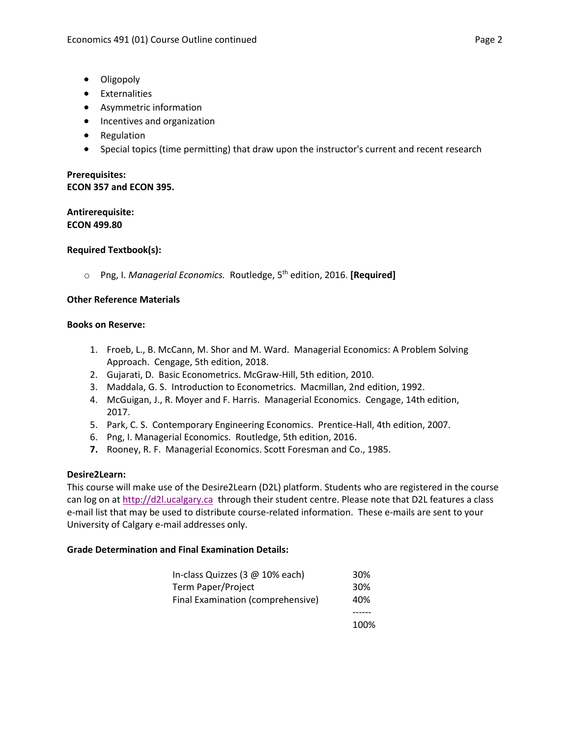- Oligopoly
- Externalities
- Asymmetric information
- Incentives and organization
- Regulation
- Special topics (time permitting) that draw upon the instructor's current and recent research

**Prerequisites:**
**ECON 357 and ECON 395.**

**Antirerequisite:**
**ECON 499.80**

**Required Textbook(s):**

- Png, I. *Managerial Economics.* Routledge, 5th edition, 2016. **[Required]**

**Other Reference Materials**

**Books on Reserve:**

1. Froeb, L., B. McCann, M. Shor and M. Ward. Managerial Economics: A Problem Solving Approach. Cengage, 5th edition, 2018.
2. Gujarati, D. Basic Econometrics. McGraw-Hill, 5th edition, 2010.
3. Maddala, G. S. Introduction to Econometrics. Macmillan, 2nd edition, 1992.
4. McGuigan, J., R. Moyer and F. Harris. Managerial Economics. Cengage, 14th edition, 2017.
5. Park, C. S. Contemporary Engineering Economics. Prentice-Hall, 4th edition, 2007.
6. Png, I. Managerial Economics. Routledge, 5th edition, 2016.
7. Rooney, R. F. Managerial Economics. Scott Foresman and Co., 1985.

**Desire2Learn:**
This course will make use of the Desire2Learn (D2L) platform. Students who are registered in the course can log on at http://d2l.ucalgary.ca through their student centre. Please note that D2L features a class e-mail list that may be used to distribute course-related information. These e-mails are sent to your University of Calgary e-mail addresses only.

**Grade Determination and Final Examination Details:**

| Component | Weight |
|---|---|
| In-class Quizzes (3 @ 10% each) | 30% |
| Term Paper/Project | 30% |
| Final Examination (comprehensive) | 40% |
| | 100% |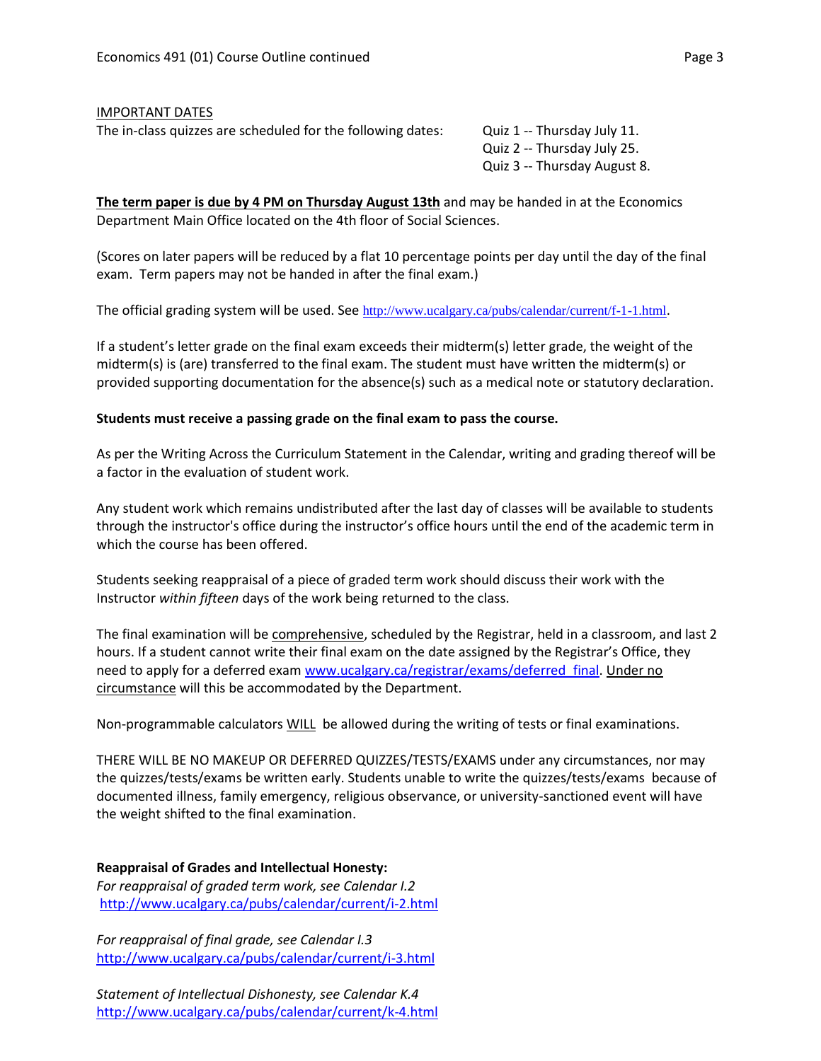IMPORTANT DATES

The in-class quizzes are scheduled for the following dates:

Quiz 1 -- Thursday July 11.
Quiz 2 -- Thursday July 25.
Quiz 3 -- Thursday August 8.

**The term paper is due by 4 PM on Thursday August 13th** and may be handed in at the Economics Department Main Office located on the 4th floor of Social Sciences.

(Scores on later papers will be reduced by a flat 10 percentage points per day until the day of the final exam. Term papers may not be handed in after the final exam.)

The official grading system will be used. See http://www.ucalgary.ca/pubs/calendar/current/f-1-1.html.

If a student's letter grade on the final exam exceeds their midterm(s) letter grade, the weight of the midterm(s) is (are) transferred to the final exam. The student must have written the midterm(s) or provided supporting documentation for the absence(s) such as a medical note or statutory declaration.

**Students must receive a passing grade on the final exam to pass the course.**

As per the Writing Across the Curriculum Statement in the Calendar, writing and grading thereof will be a factor in the evaluation of student work.

Any student work which remains undistributed after the last day of classes will be available to students through the instructor's office during the instructor's office hours until the end of the academic term in which the course has been offered.

Students seeking reappraisal of a piece of graded term work should discuss their work with the Instructor *within fifteen* days of the work being returned to the class.

The final examination will be comprehensive, scheduled by the Registrar, held in a classroom, and last 2 hours. If a student cannot write their final exam on the date assigned by the Registrar's Office, they need to apply for a deferred exam www.ucalgary.ca/registrar/exams/deferred_final. Under no circumstance will this be accommodated by the Department.

Non-programmable calculators WILL be allowed during the writing of tests or final examinations.

THERE WILL BE NO MAKEUP OR DEFERRED QUIZZES/TESTS/EXAMS under any circumstances, nor may the quizzes/tests/exams be written early. Students unable to write the quizzes/tests/exams because of documented illness, family emergency, religious observance, or university-sanctioned event will have the weight shifted to the final examination.

**Reappraisal of Grades and Intellectual Honesty:**

*For reappraisal of graded term work, see Calendar I.2*
http://www.ucalgary.ca/pubs/calendar/current/i-2.html

*For reappraisal of final grade, see Calendar I.3*
http://www.ucalgary.ca/pubs/calendar/current/i-3.html

*Statement of Intellectual Dishonesty, see Calendar K.4*
http://www.ucalgary.ca/pubs/calendar/current/k-4.html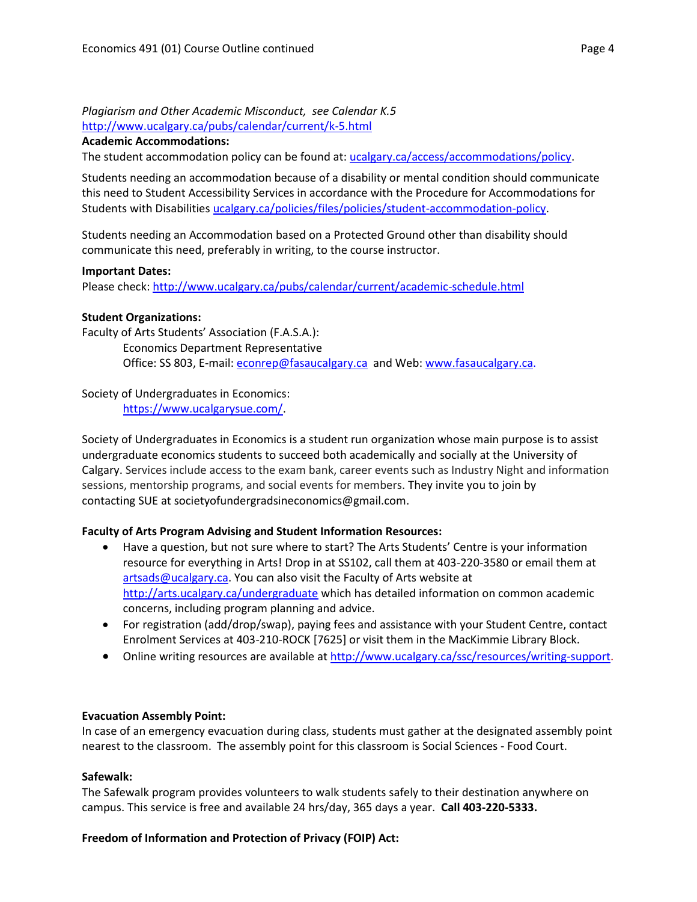*Plagiarism and Other Academic Misconduct, see Calendar K.5*
http://www.ucalgary.ca/pubs/calendar/current/k-5.html

**Academic Accommodations:**

The student accommodation policy can be found at: ucalgary.ca/access/accommodations/policy.

Students needing an accommodation because of a disability or mental condition should communicate this need to Student Accessibility Services in accordance with the Procedure for Accommodations for Students with Disabilities ucalgary.ca/policies/files/policies/student-accommodation-policy.

Students needing an Accommodation based on a Protected Ground other than disability should communicate this need, preferably in writing, to the course instructor.

**Important Dates:**

Please check: http://www.ucalgary.ca/pubs/calendar/current/academic-schedule.html

**Student Organizations:**

Faculty of Arts Students' Association (F.A.S.A.):
Economics Department Representative
Office: SS 803, E-mail: econrep@fasaucalgary.ca and Web: www.fasaucalgary.ca.

Society of Undergraduates in Economics:
https://www.ucalgarysue.com/.

Society of Undergraduates in Economics is a student run organization whose main purpose is to assist undergraduate economics students to succeed both academically and socially at the University of Calgary. Services include access to the exam bank, career events such as Industry Night and information sessions, mentorship programs, and social events for members. They invite you to join by contacting SUE at societyofundergradsineconomics@gmail.com.

**Faculty of Arts Program Advising and Student Information Resources:**

- Have a question, but not sure where to start? The Arts Students' Centre is your information resource for everything in Arts! Drop in at SS102, call them at 403-220-3580 or email them at artsads@ucalgary.ca. You can also visit the Faculty of Arts website at http://arts.ucalgary.ca/undergraduate which has detailed information on common academic concerns, including program planning and advice.
- For registration (add/drop/swap), paying fees and assistance with your Student Centre, contact Enrolment Services at 403-210-ROCK [7625] or visit them in the MacKimmie Library Block.
- Online writing resources are available at http://www.ucalgary.ca/ssc/resources/writing-support.

**Evacuation Assembly Point:**

In case of an emergency evacuation during class, students must gather at the designated assembly point nearest to the classroom. The assembly point for this classroom is Social Sciences - Food Court.

**Safewalk:**

The Safewalk program provides volunteers to walk students safely to their destination anywhere on campus. This service is free and available 24 hrs/day, 365 days a year. **Call 403-220-5333.**

**Freedom of Information and Protection of Privacy (FOIP) Act:**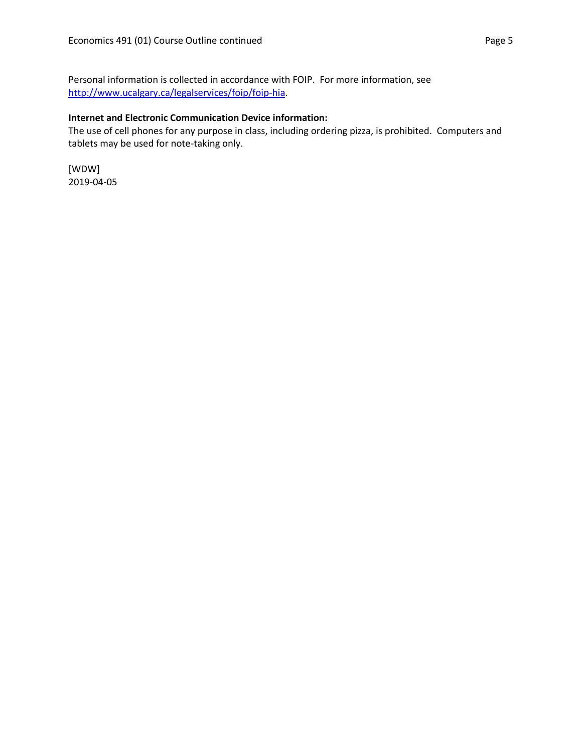Personal information is collected in accordance with FOIP. For more information, see http://www.ucalgary.ca/legalservices/foip/foip-hia.

**Internet and Electronic Communication Device information:**
The use of cell phones for any purpose in class, including ordering pizza, is prohibited. Computers and tablets may be used for note-taking only.

[WDW]
2019-04-05